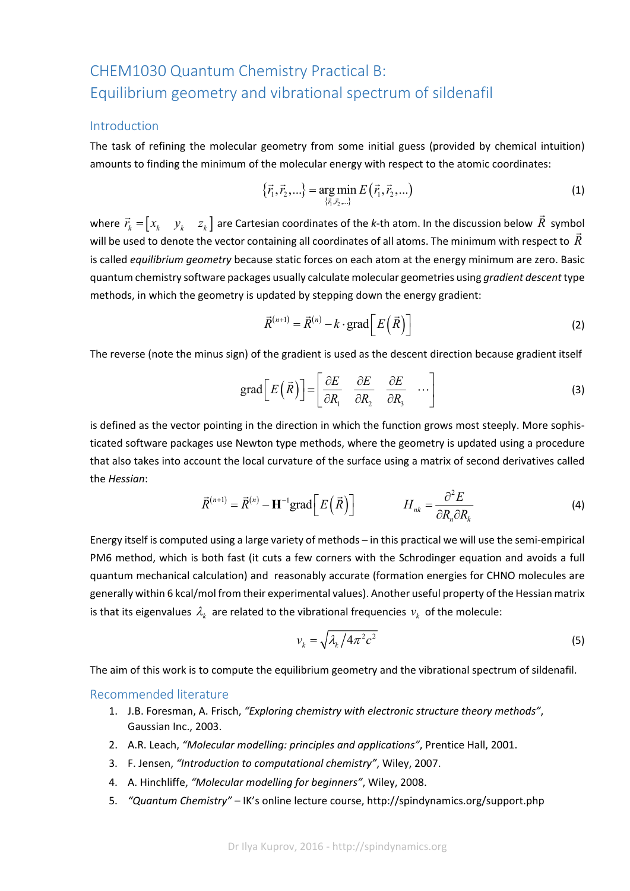# CHEM1030 Quantum Chemistry Practical B: Equilibrium geometry and vibrational spectrum of sildenafil

## Introduction

The task of refining the molecular geometry from some initial guess (provided by chemical intuition) amounts to finding the minimum of the molecular energy with respect to the atomic coordinates:

$$\{\vec{r}_1, \vec{r}_2, \ldots\} = \underset{\{\vec{r}_1, \vec{r}_2, \ldots\}}{\arg\min} E(\vec{r}_1, \vec{r}_2, \ldots) \tag{1}$$

where $\vec{r}_k = [x_k \quad y_k \quad z_k]$ are Cartesian coordinates of the *k*-th atom. In the discussion below $\vec{R}$ symbol will be used to denote the vector containing all coordinates of all atoms. The minimum with respect to $\vec{R}$ is called *equilibrium geometry* because static forces on each atom at the energy minimum are zero. Basic quantum chemistry software packages usually calculate molecular geometries using *gradient descent* type methods, in which the geometry is updated by stepping down the energy gradient:

$$\vec{R}^{(n+1)} = \vec{R}^{(n)} - k \cdot \mathrm{grad}\left[E\left(\vec{R}\right)\right] \tag{2}$$

The reverse (note the minus sign) of the gradient is used as the descent direction because gradient itself

$$\mathrm{grad}\left[E\left(\vec{R}\right)\right] = \begin{bmatrix} \dfrac{\partial E}{\partial R_1} & \dfrac{\partial E}{\partial R_2} & \dfrac{\partial E}{\partial R_3} & \cdots \end{bmatrix} \tag{3}$$

is defined as the vector pointing in the direction in which the function grows most steeply. More sophisticated software packages use Newton type methods, where the geometry is updated using a procedure that also takes into account the local curvature of the surface using a matrix of second derivatives called the *Hessian*:

$$\vec{R}^{(n+1)} = \vec{R}^{(n)} - \mathbf{H}^{-1}\mathrm{grad}\left[E\left(\vec{R}\right)\right] \qquad H_{nk} = \frac{\partial^2 E}{\partial R_n \partial R_k} \tag{4}$$

Energy itself is computed using a large variety of methods – in this practical we will use the semi-empirical PM6 method, which is both fast (it cuts a few corners with the Schrodinger equation and avoids a full quantum mechanical calculation) and reasonably accurate (formation energies for CHNO molecules are generally within 6 kcal/mol from their experimental values). Another useful property of the Hessian matrix is that its eigenvalues $\lambda_k$ are related to the vibrational frequencies $\nu_k$ of the molecule:

$$\nu_k = \sqrt{\lambda_k / 4\pi^2 c^2} \tag{5}$$

The aim of this work is to compute the equilibrium geometry and the vibrational spectrum of sildenafil.

## Recommended literature

1. J.B. Foresman, A. Frisch, *"Exploring chemistry with electronic structure theory methods"*, Gaussian Inc., 2003.
2. A.R. Leach, *"Molecular modelling: principles and applications"*, Prentice Hall, 2001.
3. F. Jensen, *"Introduction to computational chemistry"*, Wiley, 2007.
4. A. Hinchliffe, *"Molecular modelling for beginners"*, Wiley, 2008.
5. *"Quantum Chemistry"* – IK's online lecture course, http://spindynamics.org/support.php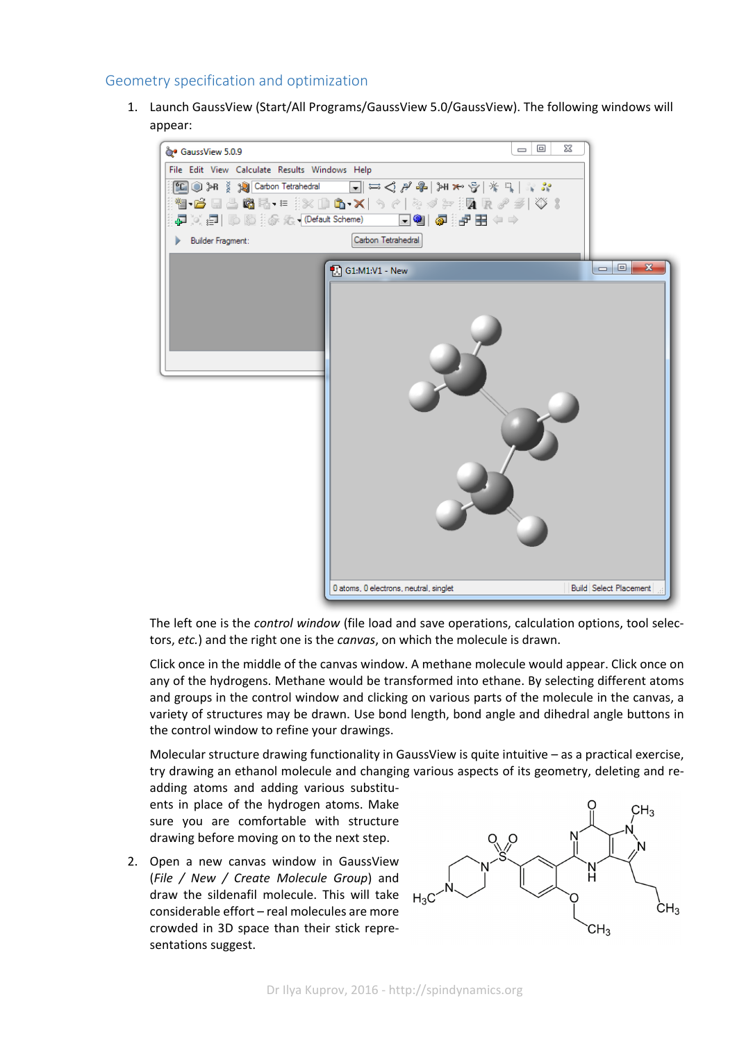## Geometry specification and optimization

1. Launch GaussView (Start/All Programs/GaussView 5.0/GaussView). The following windows will appear:

   The left one is the *control window* (file load and save operations, calculation options, tool selectors, *etc.*) and the right one is the *canvas*, on which the molecule is drawn.

   Click once in the middle of the canvas window. A methane molecule would appear. Click once on any of the hydrogens. Methane would be transformed into ethane. By selecting different atoms and groups in the control window and clicking on various parts of the molecule in the canvas, a variety of structures may be drawn. Use bond length, bond angle and dihedral angle buttons in the control window to refine your drawings.

   Molecular structure drawing functionality in GaussView is quite intuitive – as a practical exercise, try drawing an ethanol molecule and changing various aspects of its geometry, deleting and re-adding atoms and adding various substituents in place of the hydrogen atoms. Make sure you are comfortable with structure drawing before moving on to the next step.

2. Open a new canvas window in GaussView (*File / New / Create Molecule Group*) and draw the sildenafil molecule. This will take considerable effort – real molecules are more crowded in 3D space than their stick representations suggest.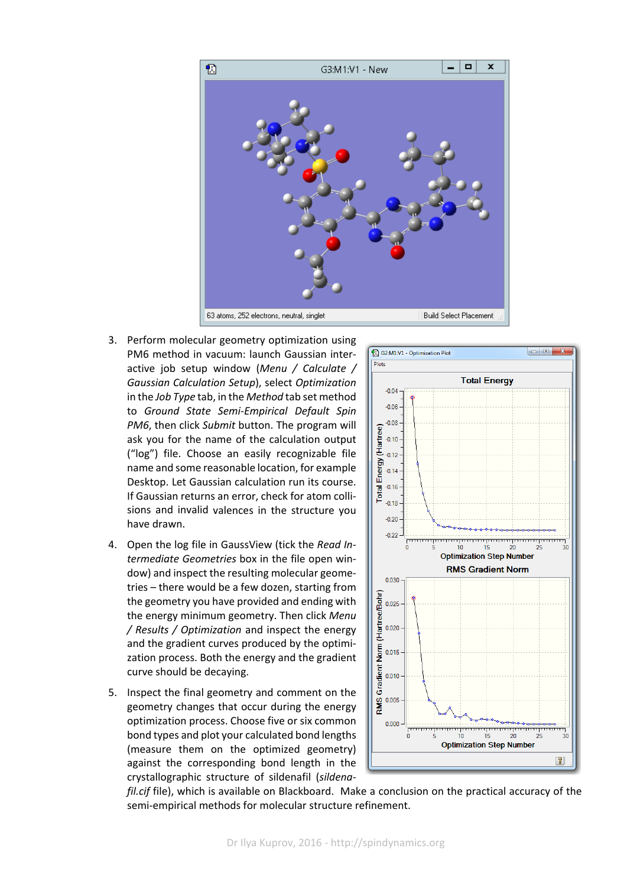3. Perform molecular geometry optimization using PM6 method in vacuum: launch Gaussian interactive job setup window (*Menu / Calculate / Gaussian Calculation Setup*), select *Optimization* in the *Job Type* tab, in the *Method* tab set method to *Ground State Semi-Empirical Default Spin PM6*, then click *Submit* button. The program will ask you for the name of the calculation output ("log") file. Choose an easily recognizable file name and some reasonable location, for example Desktop. Let Gaussian calculation run its course. If Gaussian returns an error, check for atom collisions and invalid valences in the structure you have drawn.

4. Open the log file in GaussView (tick the *Read Intermediate Geometries* box in the file open window) and inspect the resulting molecular geometries – there would be a few dozen, starting from the geometry you have provided and ending with the energy minimum geometry. Then click *Menu / Results / Optimization* and inspect the energy and the gradient curves produced by the optimization process. Both the energy and the gradient curve should be decaying.

5. Inspect the final geometry and comment on the geometry changes that occur during the energy optimization process. Choose five or six common bond types and plot your calculated bond lengths (measure them on the optimized geometry) against the corresponding bond length in the crystallographic structure of sildenafil (*sildenafil.cif* file), which is available on Blackboard. Make a conclusion on the practical accuracy of the semi-empirical methods for molecular structure refinement.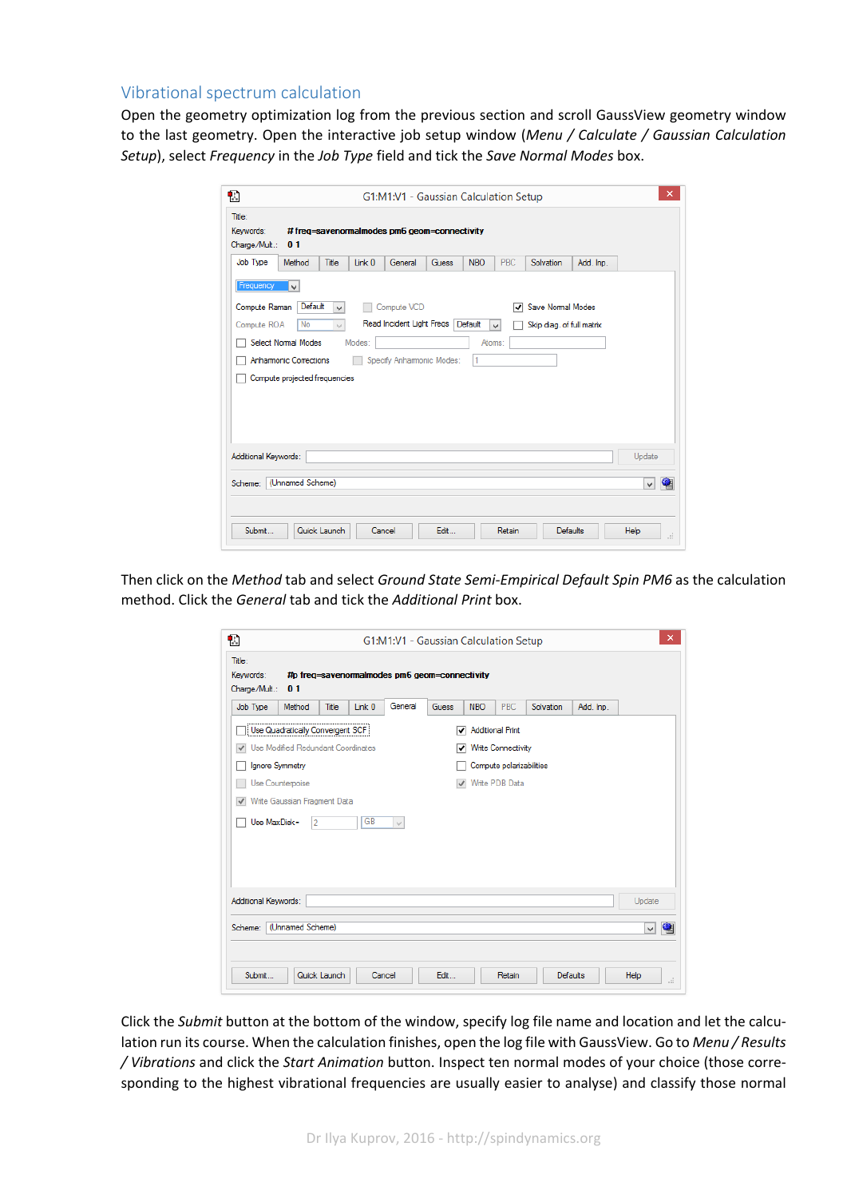## Vibrational spectrum calculation

Open the geometry optimization log from the previous section and scroll GaussView geometry window to the last geometry. Open the interactive job setup window (*Menu / Calculate / Gaussian Calculation Setup*), select *Frequency* in the *Job Type* field and tick the *Save Normal Modes* box.

Then click on the *Method* tab and select *Ground State Semi-Empirical Default Spin PM6* as the calculation method. Click the *General* tab and tick the *Additional Print* box.

Click the *Submit* button at the bottom of the window, specify log file name and location and let the calculation run its course. When the calculation finishes, open the log file with GaussView. Go to *Menu / Results / Vibrations* and click the *Start Animation* button. Inspect ten normal modes of your choice (those corresponding to the highest vibrational frequencies are usually easier to analyse) and classify those normal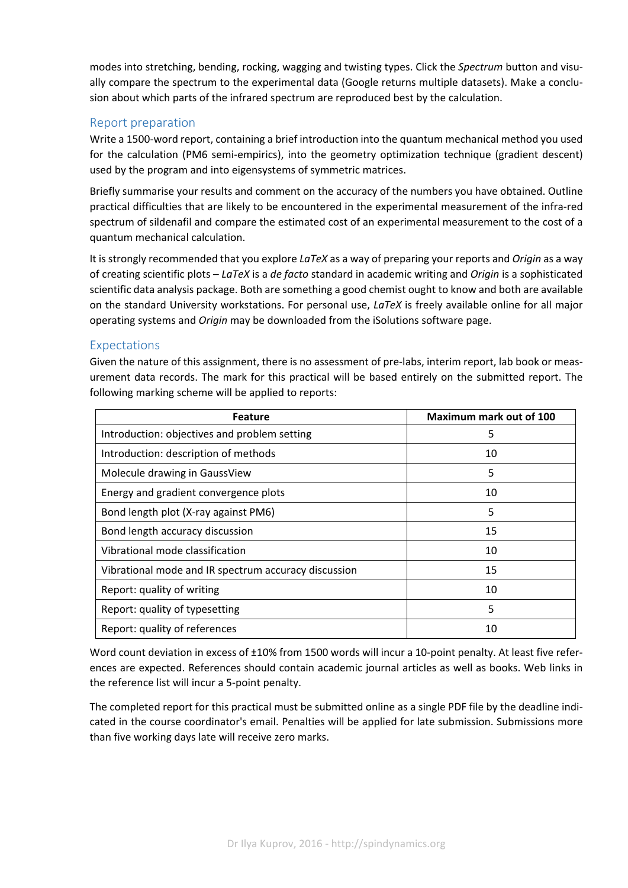modes into stretching, bending, rocking, wagging and twisting types. Click the *Spectrum* button and visually compare the spectrum to the experimental data (Google returns multiple datasets). Make a conclusion about which parts of the infrared spectrum are reproduced best by the calculation.

## Report preparation

Write a 1500-word report, containing a brief introduction into the quantum mechanical method you used for the calculation (PM6 semi-empirics), into the geometry optimization technique (gradient descent) used by the program and into eigensystems of symmetric matrices.

Briefly summarise your results and comment on the accuracy of the numbers you have obtained. Outline practical difficulties that are likely to be encountered in the experimental measurement of the infra-red spectrum of sildenafil and compare the estimated cost of an experimental measurement to the cost of a quantum mechanical calculation.

It is strongly recommended that you explore *LaTeX* as a way of preparing your reports and *Origin* as a way of creating scientific plots – *LaTeX* is a *de facto* standard in academic writing and *Origin* is a sophisticated scientific data analysis package. Both are something a good chemist ought to know and both are available on the standard University workstations. For personal use, *LaTeX* is freely available online for all major operating systems and *Origin* may be downloaded from the iSolutions software page.

## Expectations

Given the nature of this assignment, there is no assessment of pre-labs, interim report, lab book or measurement data records. The mark for this practical will be based entirely on the submitted report. The following marking scheme will be applied to reports:

| Feature | Maximum mark out of 100 |
|---|---|
| Introduction: objectives and problem setting | 5 |
| Introduction: description of methods | 10 |
| Molecule drawing in GaussView | 5 |
| Energy and gradient convergence plots | 10 |
| Bond length plot (X-ray against PM6) | 5 |
| Bond length accuracy discussion | 15 |
| Vibrational mode classification | 10 |
| Vibrational mode and IR spectrum accuracy discussion | 15 |
| Report: quality of writing | 10 |
| Report: quality of typesetting | 5 |
| Report: quality of references | 10 |

Word count deviation in excess of ±10% from 1500 words will incur a 10-point penalty. At least five references are expected. References should contain academic journal articles as well as books. Web links in the reference list will incur a 5-point penalty.

The completed report for this practical must be submitted online as a single PDF file by the deadline indicated in the course coordinator's email. Penalties will be applied for late submission. Submissions more than five working days late will receive zero marks.